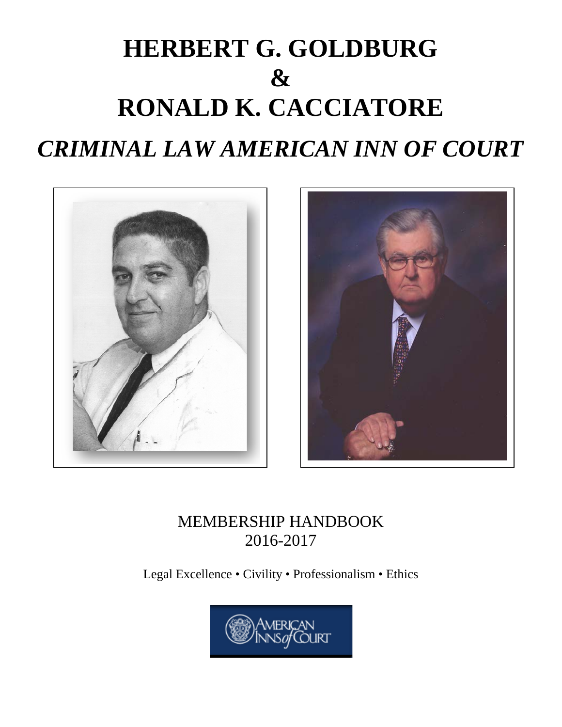# HERBERT G. GOLDBURG
# &
# RONALD K. CACCIATORE

## *CRIMINAL LAW AMERICAN INN OF COURT*

MEMBERSHIP HANDBOOK
2016-2017

Legal Excellence • Civility • Professionalism • Ethics

AMERICAN INNS of COURT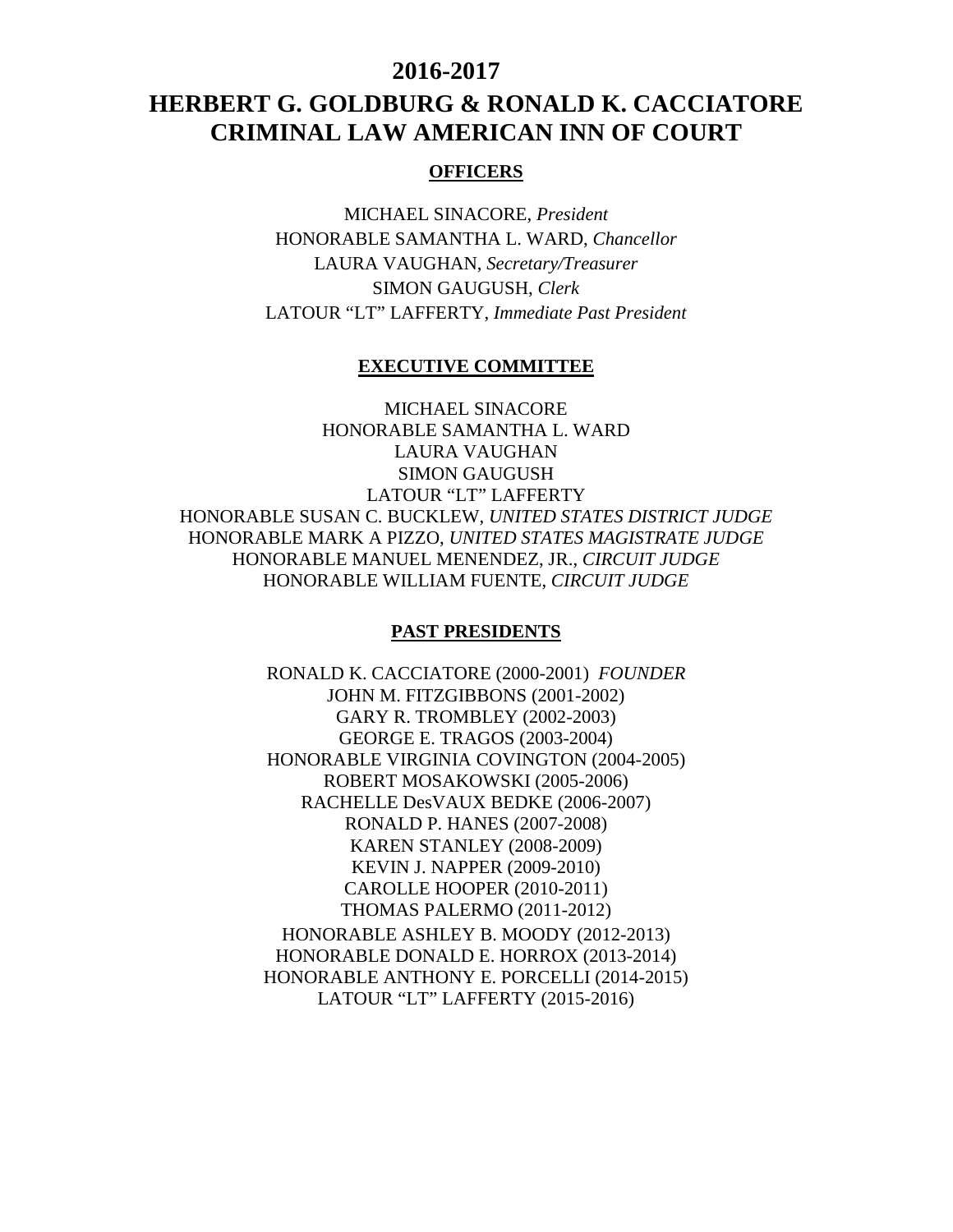# 2016-2017

# HERBERT G. GOLDBURG & RONALD K. CACCIATORE CRIMINAL LAW AMERICAN INN OF COURT

## OFFICERS

MICHAEL SINACORE, *President*
HONORABLE SAMANTHA L. WARD, *Chancellor*
LAURA VAUGHAN, *Secretary/Treasurer*
SIMON GAUGUSH, *Clerk*
LATOUR "LT" LAFFERTY, *Immediate Past President*

## EXECUTIVE COMMITTEE

MICHAEL SINACORE
HONORABLE SAMANTHA L. WARD
LAURA VAUGHAN
SIMON GAUGUSH
LATOUR "LT" LAFFERTY
HONORABLE SUSAN C. BUCKLEW, *UNITED STATES DISTRICT JUDGE*
HONORABLE MARK A PIZZO, *UNITED STATES MAGISTRATE JUDGE*
HONORABLE MANUEL MENENDEZ, JR., *CIRCUIT JUDGE*
HONORABLE WILLIAM FUENTE, *CIRCUIT JUDGE*

## PAST PRESIDENTS

RONALD K. CACCIATORE (2000-2001) *FOUNDER*
JOHN M. FITZGIBBONS (2001-2002)
GARY R. TROMBLEY (2002-2003)
GEORGE E. TRAGOS (2003-2004)
HONORABLE VIRGINIA COVINGTON (2004-2005)
ROBERT MOSAKOWSKI (2005-2006)
RACHELLE DesVAUX BEDKE (2006-2007)
RONALD P. HANES (2007-2008)
KAREN STANLEY (2008-2009)
KEVIN J. NAPPER (2009-2010)
CAROLLE HOOPER (2010-2011)
THOMAS PALERMO (2011-2012)
HONORABLE ASHLEY B. MOODY (2012-2013)
HONORABLE DONALD E. HORROX (2013-2014)
HONORABLE ANTHONY E. PORCELLI (2014-2015)
LATOUR "LT" LAFFERTY (2015-2016)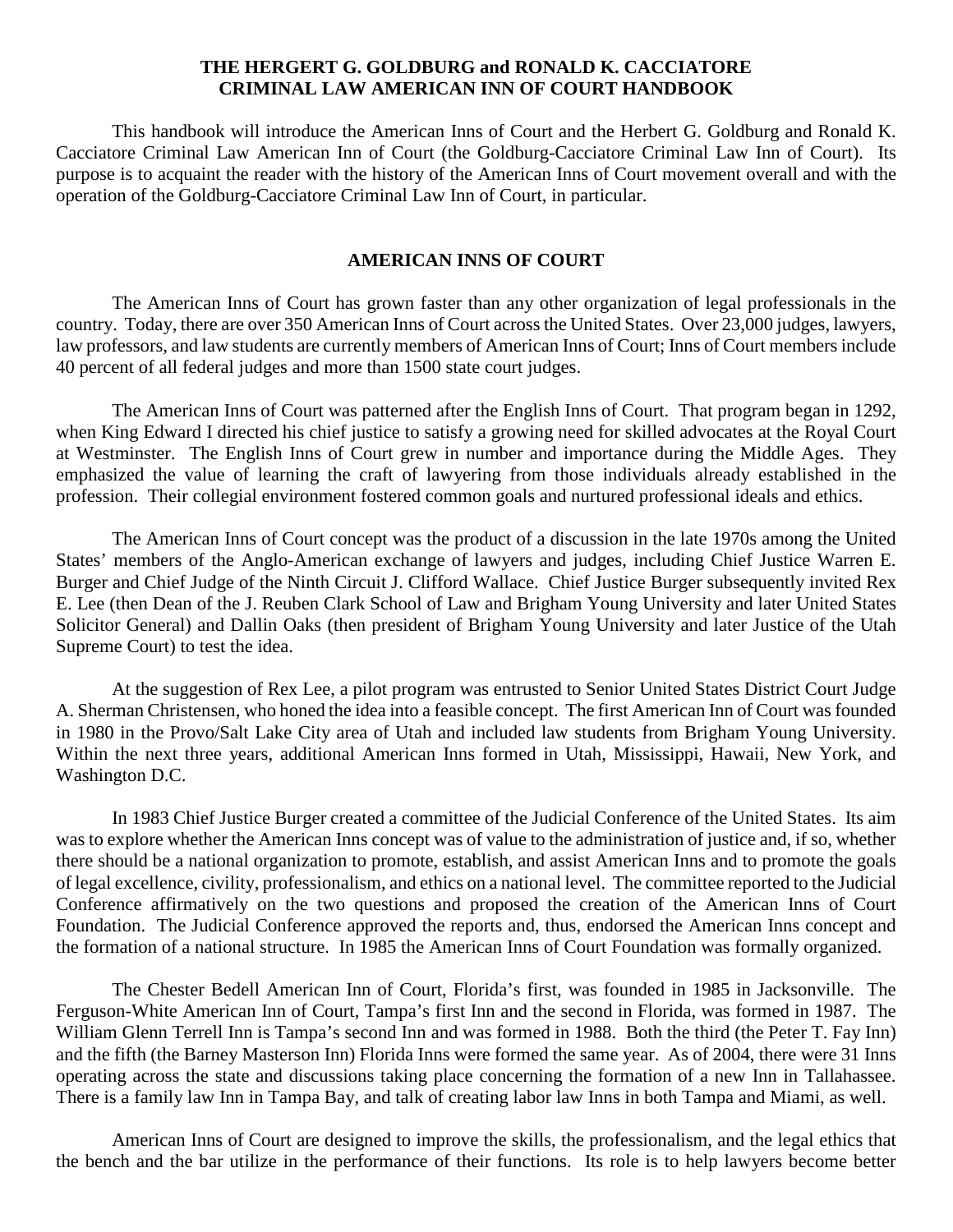**THE HERGERT G. GOLDBURG and RONALD K. CACCIATORE CRIMINAL LAW AMERICAN INN OF COURT HANDBOOK**

This handbook will introduce the American Inns of Court and the Herbert G. Goldburg and Ronald K. Cacciatore Criminal Law American Inn of Court (the Goldburg-Cacciatore Criminal Law Inn of Court). Its purpose is to acquaint the reader with the history of the American Inns of Court movement overall and with the operation of the Goldburg-Cacciatore Criminal Law Inn of Court, in particular.

## AMERICAN INNS OF COURT

The American Inns of Court has grown faster than any other organization of legal professionals in the country. Today, there are over 350 American Inns of Court across the United States. Over 23,000 judges, lawyers, law professors, and law students are currently members of American Inns of Court; Inns of Court members include 40 percent of all federal judges and more than 1500 state court judges.

The American Inns of Court was patterned after the English Inns of Court. That program began in 1292, when King Edward I directed his chief justice to satisfy a growing need for skilled advocates at the Royal Court at Westminster. The English Inns of Court grew in number and importance during the Middle Ages. They emphasized the value of learning the craft of lawyering from those individuals already established in the profession. Their collegial environment fostered common goals and nurtured professional ideals and ethics.

The American Inns of Court concept was the product of a discussion in the late 1970s among the United States' members of the Anglo-American exchange of lawyers and judges, including Chief Justice Warren E. Burger and Chief Judge of the Ninth Circuit J. Clifford Wallace. Chief Justice Burger subsequently invited Rex E. Lee (then Dean of the J. Reuben Clark School of Law and Brigham Young University and later United States Solicitor General) and Dallin Oaks (then president of Brigham Young University and later Justice of the Utah Supreme Court) to test the idea.

At the suggestion of Rex Lee, a pilot program was entrusted to Senior United States District Court Judge A. Sherman Christensen, who honed the idea into a feasible concept. The first American Inn of Court was founded in 1980 in the Provo/Salt Lake City area of Utah and included law students from Brigham Young University. Within the next three years, additional American Inns formed in Utah, Mississippi, Hawaii, New York, and Washington D.C.

In 1983 Chief Justice Burger created a committee of the Judicial Conference of the United States. Its aim was to explore whether the American Inns concept was of value to the administration of justice and, if so, whether there should be a national organization to promote, establish, and assist American Inns and to promote the goals of legal excellence, civility, professionalism, and ethics on a national level. The committee reported to the Judicial Conference affirmatively on the two questions and proposed the creation of the American Inns of Court Foundation. The Judicial Conference approved the reports and, thus, endorsed the American Inns concept and the formation of a national structure. In 1985 the American Inns of Court Foundation was formally organized.

The Chester Bedell American Inn of Court, Florida's first, was founded in 1985 in Jacksonville. The Ferguson-White American Inn of Court, Tampa's first Inn and the second in Florida, was formed in 1987. The William Glenn Terrell Inn is Tampa's second Inn and was formed in 1988. Both the third (the Peter T. Fay Inn) and the fifth (the Barney Masterson Inn) Florida Inns were formed the same year. As of 2004, there were 31 Inns operating across the state and discussions taking place concerning the formation of a new Inn in Tallahassee. There is a family law Inn in Tampa Bay, and talk of creating labor law Inns in both Tampa and Miami, as well.

American Inns of Court are designed to improve the skills, the professionalism, and the legal ethics that the bench and the bar utilize in the performance of their functions. Its role is to help lawyers become better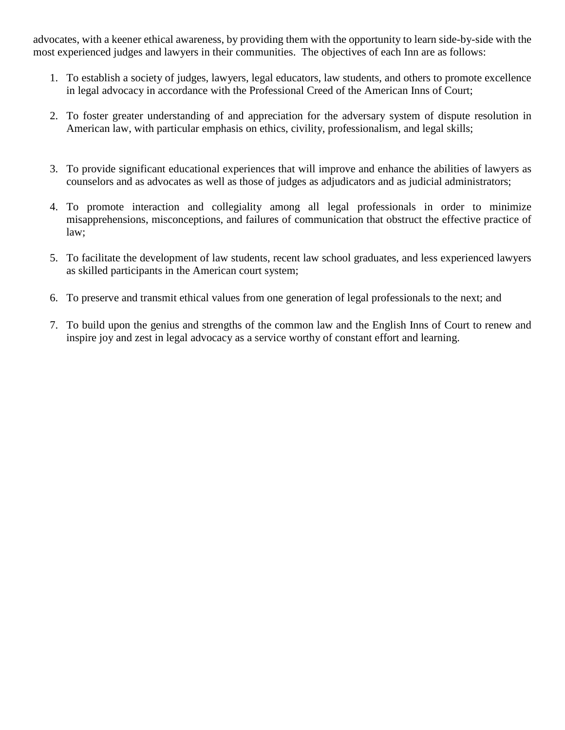advocates, with a keener ethical awareness, by providing them with the opportunity to learn side-by-side with the most experienced judges and lawyers in their communities. The objectives of each Inn are as follows:

1. To establish a society of judges, lawyers, legal educators, law students, and others to promote excellence in legal advocacy in accordance with the Professional Creed of the American Inns of Court;

2. To foster greater understanding of and appreciation for the adversary system of dispute resolution in American law, with particular emphasis on ethics, civility, professionalism, and legal skills;

3. To provide significant educational experiences that will improve and enhance the abilities of lawyers as counselors and as advocates as well as those of judges as adjudicators and as judicial administrators;

4. To promote interaction and collegiality among all legal professionals in order to minimize misapprehensions, misconceptions, and failures of communication that obstruct the effective practice of law;

5. To facilitate the development of law students, recent law school graduates, and less experienced lawyers as skilled participants in the American court system;

6. To preserve and transmit ethical values from one generation of legal professionals to the next; and

7. To build upon the genius and strengths of the common law and the English Inns of Court to renew and inspire joy and zest in legal advocacy as a service worthy of constant effort and learning.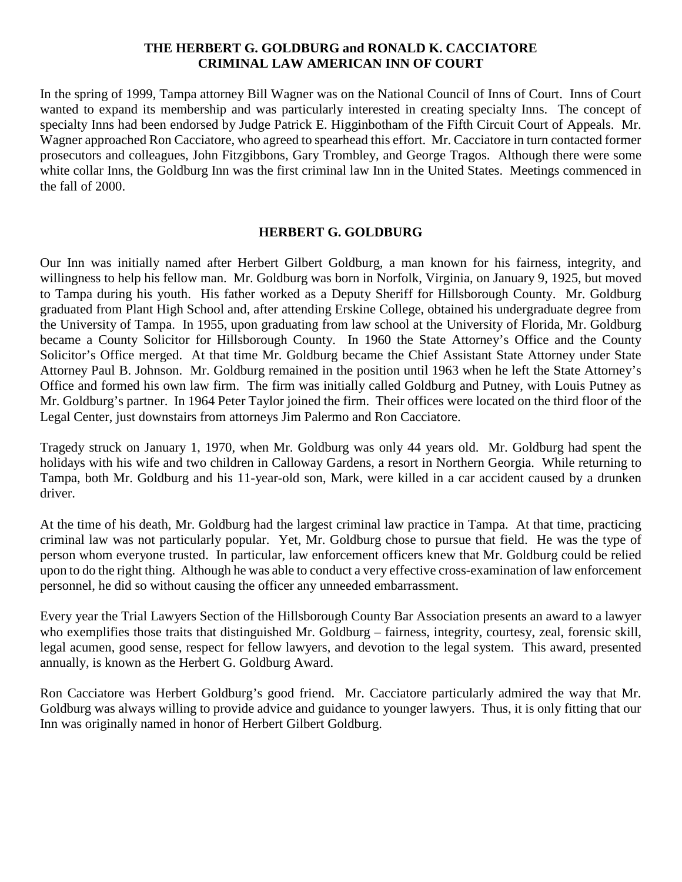# THE HERBERT G. GOLDBURG and RONALD K. CACCIATORE CRIMINAL LAW AMERICAN INN OF COURT

In the spring of 1999, Tampa attorney Bill Wagner was on the National Council of Inns of Court. Inns of Court wanted to expand its membership and was particularly interested in creating specialty Inns. The concept of specialty Inns had been endorsed by Judge Patrick E. Higginbotham of the Fifth Circuit Court of Appeals. Mr. Wagner approached Ron Cacciatore, who agreed to spearhead this effort. Mr. Cacciatore in turn contacted former prosecutors and colleagues, John Fitzgibbons, Gary Trombley, and George Tragos. Although there were some white collar Inns, the Goldburg Inn was the first criminal law Inn in the United States. Meetings commenced in the fall of 2000.

## HERBERT G. GOLDBURG

Our Inn was initially named after Herbert Gilbert Goldburg, a man known for his fairness, integrity, and willingness to help his fellow man. Mr. Goldburg was born in Norfolk, Virginia, on January 9, 1925, but moved to Tampa during his youth. His father worked as a Deputy Sheriff for Hillsborough County. Mr. Goldburg graduated from Plant High School and, after attending Erskine College, obtained his undergraduate degree from the University of Tampa. In 1955, upon graduating from law school at the University of Florida, Mr. Goldburg became a County Solicitor for Hillsborough County. In 1960 the State Attorney's Office and the County Solicitor's Office merged. At that time Mr. Goldburg became the Chief Assistant State Attorney under State Attorney Paul B. Johnson. Mr. Goldburg remained in the position until 1963 when he left the State Attorney's Office and formed his own law firm. The firm was initially called Goldburg and Putney, with Louis Putney as Mr. Goldburg's partner. In 1964 Peter Taylor joined the firm. Their offices were located on the third floor of the Legal Center, just downstairs from attorneys Jim Palermo and Ron Cacciatore.

Tragedy struck on January 1, 1970, when Mr. Goldburg was only 44 years old. Mr. Goldburg had spent the holidays with his wife and two children in Calloway Gardens, a resort in Northern Georgia. While returning to Tampa, both Mr. Goldburg and his 11-year-old son, Mark, were killed in a car accident caused by a drunken driver.

At the time of his death, Mr. Goldburg had the largest criminal law practice in Tampa. At that time, practicing criminal law was not particularly popular. Yet, Mr. Goldburg chose to pursue that field. He was the type of person whom everyone trusted. In particular, law enforcement officers knew that Mr. Goldburg could be relied upon to do the right thing. Although he was able to conduct a very effective cross-examination of law enforcement personnel, he did so without causing the officer any unneeded embarrassment.

Every year the Trial Lawyers Section of the Hillsborough County Bar Association presents an award to a lawyer who exemplifies those traits that distinguished Mr. Goldburg – fairness, integrity, courtesy, zeal, forensic skill, legal acumen, good sense, respect for fellow lawyers, and devotion to the legal system. This award, presented annually, is known as the Herbert G. Goldburg Award.

Ron Cacciatore was Herbert Goldburg's good friend. Mr. Cacciatore particularly admired the way that Mr. Goldburg was always willing to provide advice and guidance to younger lawyers. Thus, it is only fitting that our Inn was originally named in honor of Herbert Gilbert Goldburg.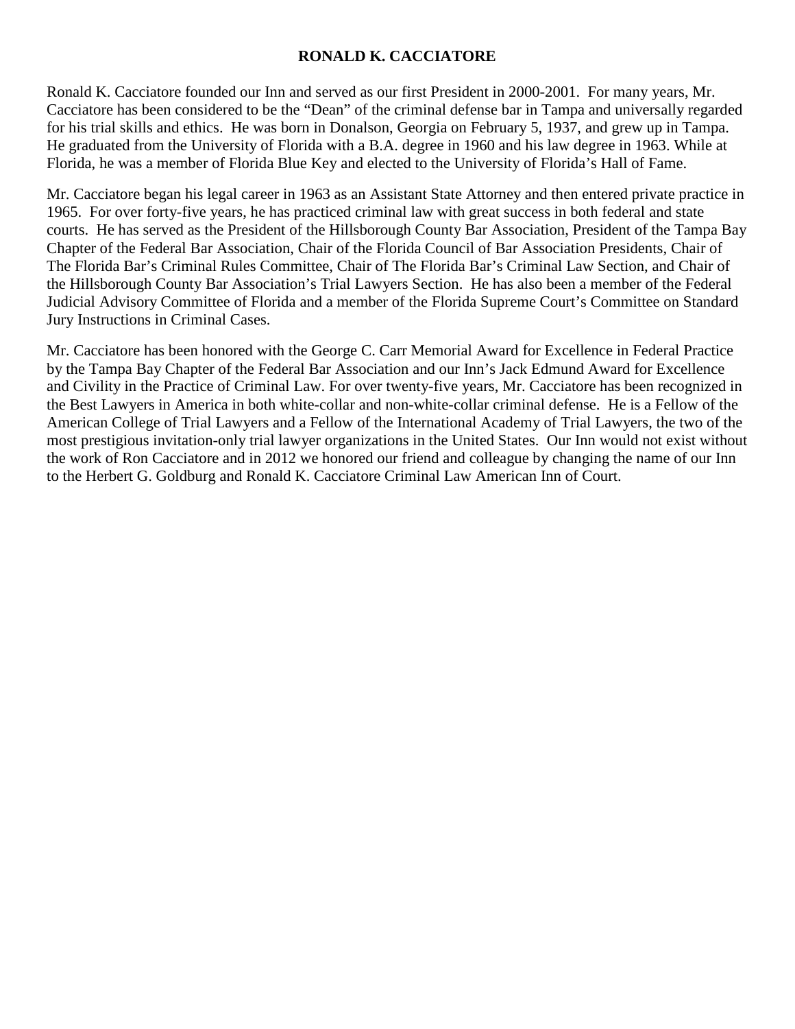# RONALD K. CACCIATORE

Ronald K. Cacciatore founded our Inn and served as our first President in 2000-2001. For many years, Mr. Cacciatore has been considered to be the "Dean" of the criminal defense bar in Tampa and universally regarded for his trial skills and ethics. He was born in Donalson, Georgia on February 5, 1937, and grew up in Tampa. He graduated from the University of Florida with a B.A. degree in 1960 and his law degree in 1963. While at Florida, he was a member of Florida Blue Key and elected to the University of Florida's Hall of Fame.

Mr. Cacciatore began his legal career in 1963 as an Assistant State Attorney and then entered private practice in 1965. For over forty-five years, he has practiced criminal law with great success in both federal and state courts. He has served as the President of the Hillsborough County Bar Association, President of the Tampa Bay Chapter of the Federal Bar Association, Chair of the Florida Council of Bar Association Presidents, Chair of The Florida Bar's Criminal Rules Committee, Chair of The Florida Bar's Criminal Law Section, and Chair of the Hillsborough County Bar Association's Trial Lawyers Section. He has also been a member of the Federal Judicial Advisory Committee of Florida and a member of the Florida Supreme Court's Committee on Standard Jury Instructions in Criminal Cases.

Mr. Cacciatore has been honored with the George C. Carr Memorial Award for Excellence in Federal Practice by the Tampa Bay Chapter of the Federal Bar Association and our Inn's Jack Edmund Award for Excellence and Civility in the Practice of Criminal Law. For over twenty-five years, Mr. Cacciatore has been recognized in the Best Lawyers in America in both white-collar and non-white-collar criminal defense. He is a Fellow of the American College of Trial Lawyers and a Fellow of the International Academy of Trial Lawyers, the two of the most prestigious invitation-only trial lawyer organizations in the United States. Our Inn would not exist without the work of Ron Cacciatore and in 2012 we honored our friend and colleague by changing the name of our Inn to the Herbert G. Goldburg and Ronald K. Cacciatore Criminal Law American Inn of Court.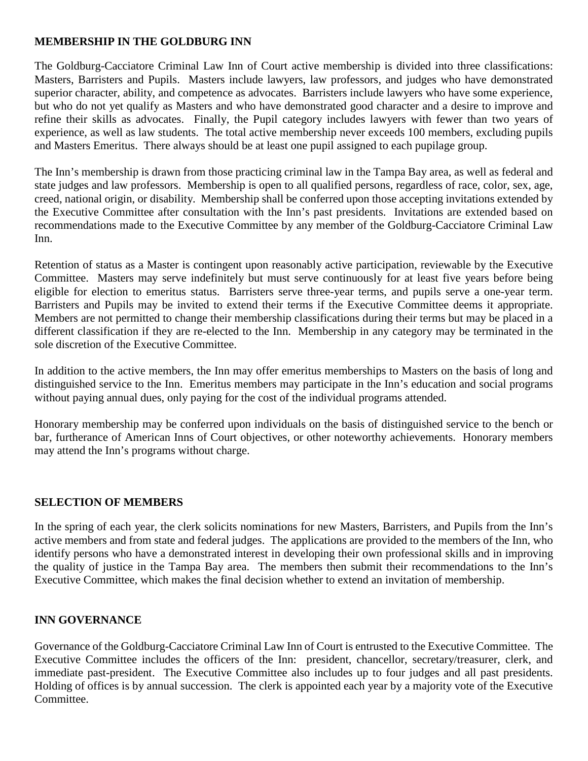## MEMBERSHIP IN THE GOLDBURG INN

The Goldburg-Cacciatore Criminal Law Inn of Court active membership is divided into three classifications: Masters, Barristers and Pupils. Masters include lawyers, law professors, and judges who have demonstrated superior character, ability, and competence as advocates. Barristers include lawyers who have some experience, but who do not yet qualify as Masters and who have demonstrated good character and a desire to improve and refine their skills as advocates. Finally, the Pupil category includes lawyers with fewer than two years of experience, as well as law students. The total active membership never exceeds 100 members, excluding pupils and Masters Emeritus. There always should be at least one pupil assigned to each pupilage group.

The Inn's membership is drawn from those practicing criminal law in the Tampa Bay area, as well as federal and state judges and law professors. Membership is open to all qualified persons, regardless of race, color, sex, age, creed, national origin, or disability. Membership shall be conferred upon those accepting invitations extended by the Executive Committee after consultation with the Inn's past presidents. Invitations are extended based on recommendations made to the Executive Committee by any member of the Goldburg-Cacciatore Criminal Law Inn.

Retention of status as a Master is contingent upon reasonably active participation, reviewable by the Executive Committee. Masters may serve indefinitely but must serve continuously for at least five years before being eligible for election to emeritus status. Barristers serve three-year terms, and pupils serve a one-year term. Barristers and Pupils may be invited to extend their terms if the Executive Committee deems it appropriate. Members are not permitted to change their membership classifications during their terms but may be placed in a different classification if they are re-elected to the Inn. Membership in any category may be terminated in the sole discretion of the Executive Committee.

In addition to the active members, the Inn may offer emeritus memberships to Masters on the basis of long and distinguished service to the Inn. Emeritus members may participate in the Inn's education and social programs without paying annual dues, only paying for the cost of the individual programs attended.

Honorary membership may be conferred upon individuals on the basis of distinguished service to the bench or bar, furtherance of American Inns of Court objectives, or other noteworthy achievements. Honorary members may attend the Inn's programs without charge.

## SELECTION OF MEMBERS

In the spring of each year, the clerk solicits nominations for new Masters, Barristers, and Pupils from the Inn's active members and from state and federal judges. The applications are provided to the members of the Inn, who identify persons who have a demonstrated interest in developing their own professional skills and in improving the quality of justice in the Tampa Bay area. The members then submit their recommendations to the Inn's Executive Committee, which makes the final decision whether to extend an invitation of membership.

## INN GOVERNANCE

Governance of the Goldburg-Cacciatore Criminal Law Inn of Court is entrusted to the Executive Committee. The Executive Committee includes the officers of the Inn: president, chancellor, secretary/treasurer, clerk, and immediate past-president. The Executive Committee also includes up to four judges and all past presidents. Holding of offices is by annual succession. The clerk is appointed each year by a majority vote of the Executive Committee.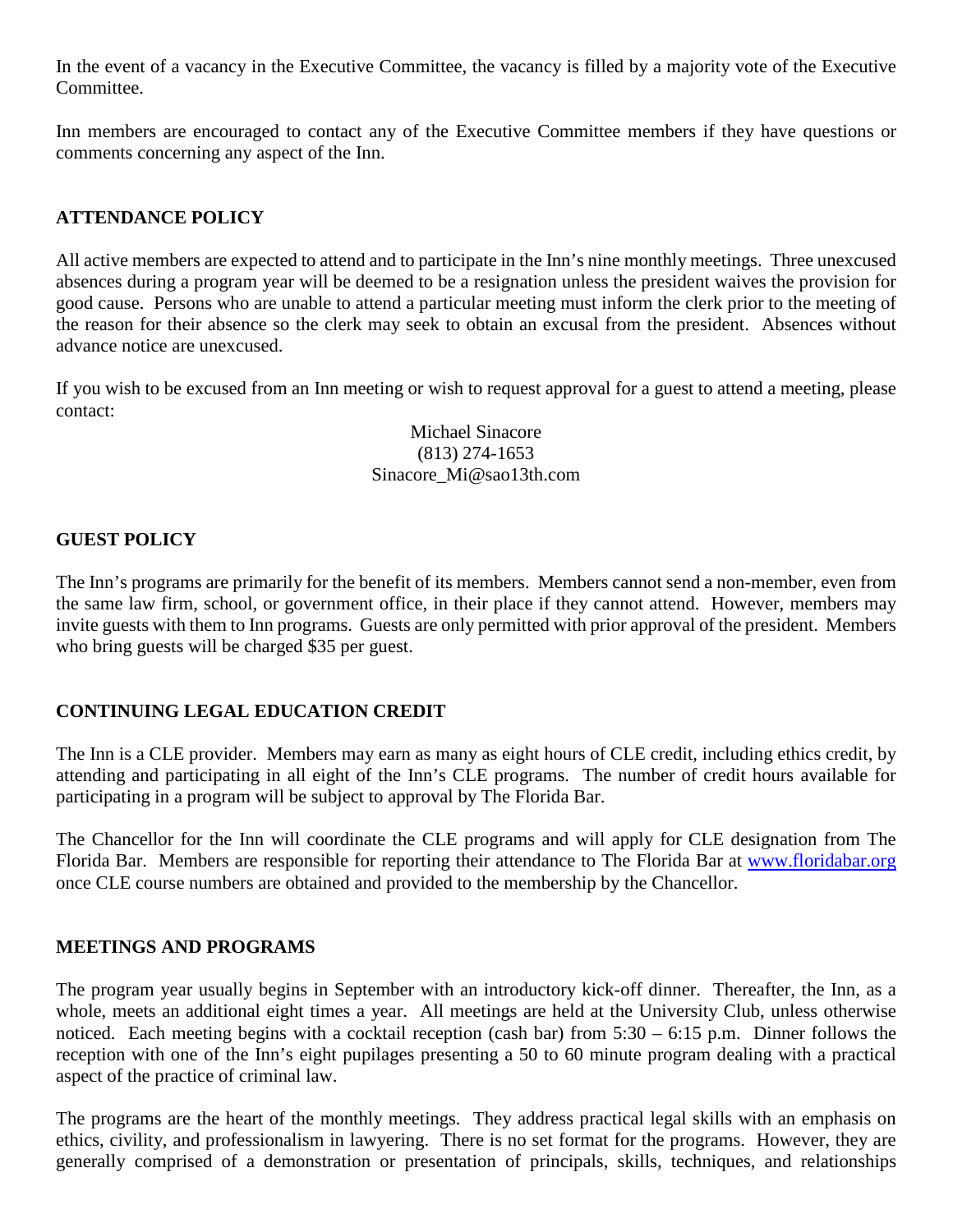In the event of a vacancy in the Executive Committee, the vacancy is filled by a majority vote of the Executive Committee.

Inn members are encouraged to contact any of the Executive Committee members if they have questions or comments concerning any aspect of the Inn.

## ATTENDANCE POLICY

All active members are expected to attend and to participate in the Inn's nine monthly meetings. Three unexcused absences during a program year will be deemed to be a resignation unless the president waives the provision for good cause. Persons who are unable to attend a particular meeting must inform the clerk prior to the meeting of the reason for their absence so the clerk may seek to obtain an excusal from the president. Absences without advance notice are unexcused.

If you wish to be excused from an Inn meeting or wish to request approval for a guest to attend a meeting, please contact:

Michael Sinacore
(813) 274-1653
Sinacore_Mi@sao13th.com

## GUEST POLICY

The Inn's programs are primarily for the benefit of its members. Members cannot send a non-member, even from the same law firm, school, or government office, in their place if they cannot attend. However, members may invite guests with them to Inn programs. Guests are only permitted with prior approval of the president. Members who bring guests will be charged $35 per guest.

## CONTINUING LEGAL EDUCATION CREDIT

The Inn is a CLE provider. Members may earn as many as eight hours of CLE credit, including ethics credit, by attending and participating in all eight of the Inn's CLE programs. The number of credit hours available for participating in a program will be subject to approval by The Florida Bar.

The Chancellor for the Inn will coordinate the CLE programs and will apply for CLE designation from The Florida Bar. Members are responsible for reporting their attendance to The Florida Bar at [www.floridabar.org](http://www.floridabar.org) once CLE course numbers are obtained and provided to the membership by the Chancellor.

## MEETINGS AND PROGRAMS

The program year usually begins in September with an introductory kick-off dinner. Thereafter, the Inn, as a whole, meets an additional eight times a year. All meetings are held at the University Club, unless otherwise noticed. Each meeting begins with a cocktail reception (cash bar) from 5:30 – 6:15 p.m. Dinner follows the reception with one of the Inn's eight pupilages presenting a 50 to 60 minute program dealing with a practical aspect of the practice of criminal law.

The programs are the heart of the monthly meetings. They address practical legal skills with an emphasis on ethics, civility, and professionalism in lawyering. There is no set format for the programs. However, they are generally comprised of a demonstration or presentation of principals, skills, techniques, and relationships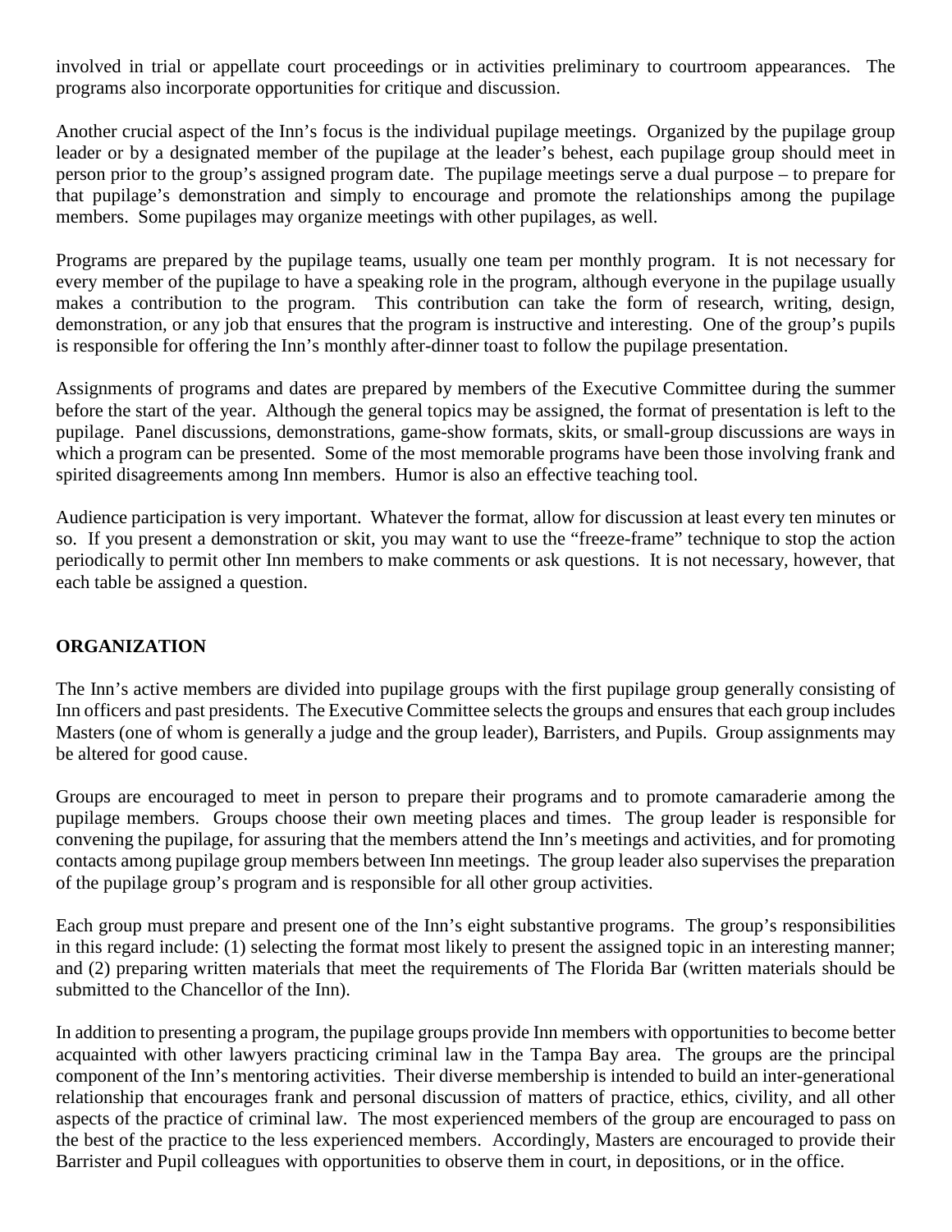involved in trial or appellate court proceedings or in activities preliminary to courtroom appearances. The programs also incorporate opportunities for critique and discussion.

Another crucial aspect of the Inn's focus is the individual pupilage meetings. Organized by the pupilage group leader or by a designated member of the pupilage at the leader's behest, each pupilage group should meet in person prior to the group's assigned program date. The pupilage meetings serve a dual purpose – to prepare for that pupilage's demonstration and simply to encourage and promote the relationships among the pupilage members. Some pupilages may organize meetings with other pupilages, as well.

Programs are prepared by the pupilage teams, usually one team per monthly program. It is not necessary for every member of the pupilage to have a speaking role in the program, although everyone in the pupilage usually makes a contribution to the program. This contribution can take the form of research, writing, design, demonstration, or any job that ensures that the program is instructive and interesting. One of the group's pupils is responsible for offering the Inn's monthly after-dinner toast to follow the pupilage presentation.

Assignments of programs and dates are prepared by members of the Executive Committee during the summer before the start of the year. Although the general topics may be assigned, the format of presentation is left to the pupilage. Panel discussions, demonstrations, game-show formats, skits, or small-group discussions are ways in which a program can be presented. Some of the most memorable programs have been those involving frank and spirited disagreements among Inn members. Humor is also an effective teaching tool.

Audience participation is very important. Whatever the format, allow for discussion at least every ten minutes or so. If you present a demonstration or skit, you may want to use the "freeze-frame" technique to stop the action periodically to permit other Inn members to make comments or ask questions. It is not necessary, however, that each table be assigned a question.

## ORGANIZATION

The Inn's active members are divided into pupilage groups with the first pupilage group generally consisting of Inn officers and past presidents. The Executive Committee selects the groups and ensures that each group includes Masters (one of whom is generally a judge and the group leader), Barristers, and Pupils. Group assignments may be altered for good cause.

Groups are encouraged to meet in person to prepare their programs and to promote camaraderie among the pupilage members. Groups choose their own meeting places and times. The group leader is responsible for convening the pupilage, for assuring that the members attend the Inn's meetings and activities, and for promoting contacts among pupilage group members between Inn meetings. The group leader also supervises the preparation of the pupilage group's program and is responsible for all other group activities.

Each group must prepare and present one of the Inn's eight substantive programs. The group's responsibilities in this regard include: (1) selecting the format most likely to present the assigned topic in an interesting manner; and (2) preparing written materials that meet the requirements of The Florida Bar (written materials should be submitted to the Chancellor of the Inn).

In addition to presenting a program, the pupilage groups provide Inn members with opportunities to become better acquainted with other lawyers practicing criminal law in the Tampa Bay area. The groups are the principal component of the Inn's mentoring activities. Their diverse membership is intended to build an inter-generational relationship that encourages frank and personal discussion of matters of practice, ethics, civility, and all other aspects of the practice of criminal law. The most experienced members of the group are encouraged to pass on the best of the practice to the less experienced members. Accordingly, Masters are encouraged to provide their Barrister and Pupil colleagues with opportunities to observe them in court, in depositions, or in the office.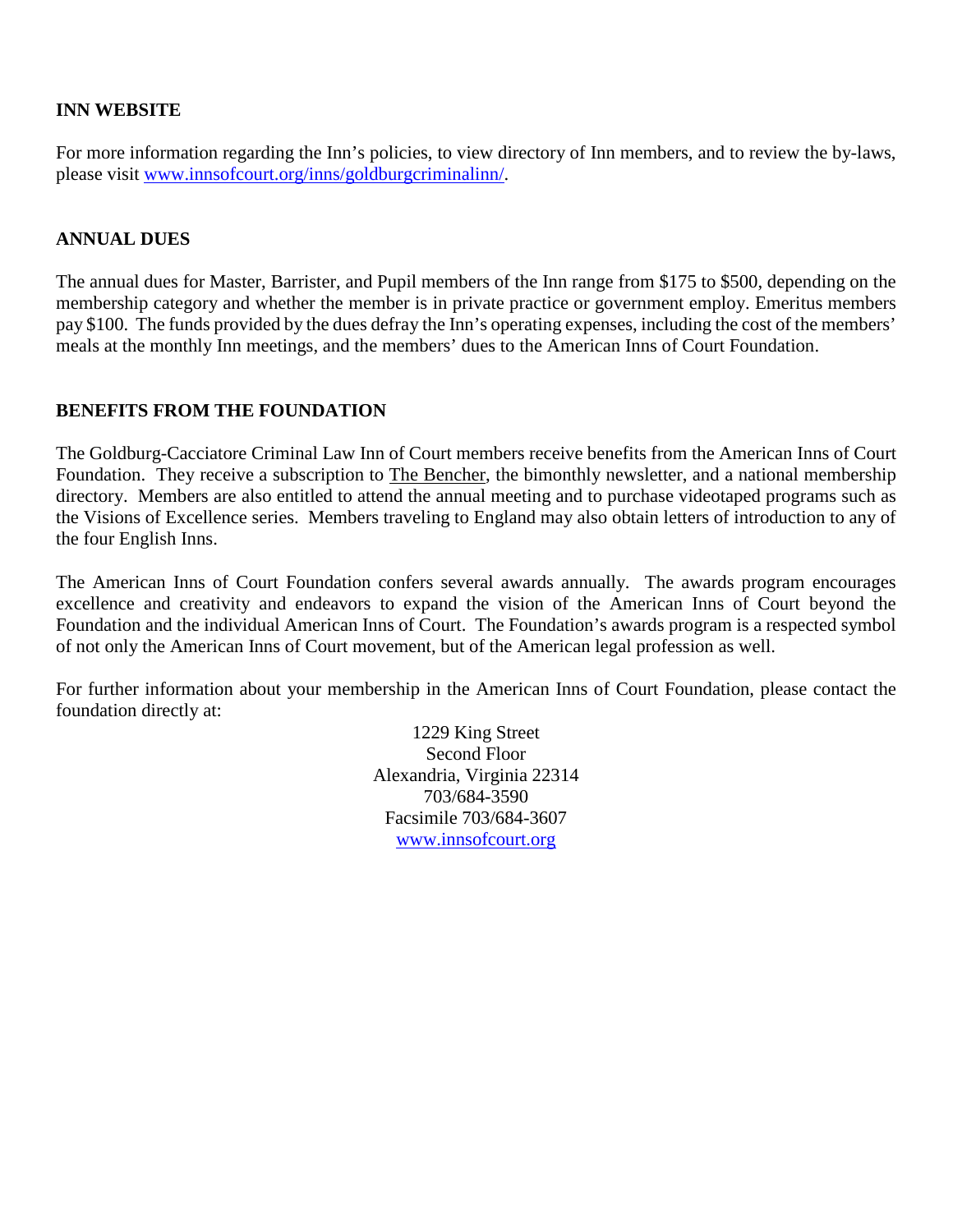## INN WEBSITE

For more information regarding the Inn's policies, to view directory of Inn members, and to review the by-laws, please visit [www.innsofcourt.org/inns/goldburgcriminalinn/](www.innsofcourt.org/inns/goldburgcriminalinn/).

## ANNUAL DUES

The annual dues for Master, Barrister, and Pupil members of the Inn range from $175 to $500, depending on the membership category and whether the member is in private practice or government employ. Emeritus members pay $100. The funds provided by the dues defray the Inn's operating expenses, including the cost of the members' meals at the monthly Inn meetings, and the members' dues to the American Inns of Court Foundation.

## BENEFITS FROM THE FOUNDATION

The Goldburg-Cacciatore Criminal Law Inn of Court members receive benefits from the American Inns of Court Foundation. They receive a subscription to The Bencher, the bimonthly newsletter, and a national membership directory. Members are also entitled to attend the annual meeting and to purchase videotaped programs such as the Visions of Excellence series. Members traveling to England may also obtain letters of introduction to any of the four English Inns.

The American Inns of Court Foundation confers several awards annually. The awards program encourages excellence and creativity and endeavors to expand the vision of the American Inns of Court beyond the Foundation and the individual American Inns of Court. The Foundation's awards program is a respected symbol of not only the American Inns of Court movement, but of the American legal profession as well.

For further information about your membership in the American Inns of Court Foundation, please contact the foundation directly at:

1229 King Street
Second Floor
Alexandria, Virginia 22314
703/684-3590
Facsimile 703/684-3607
[www.innsofcourt.org](www.innsofcourt.org)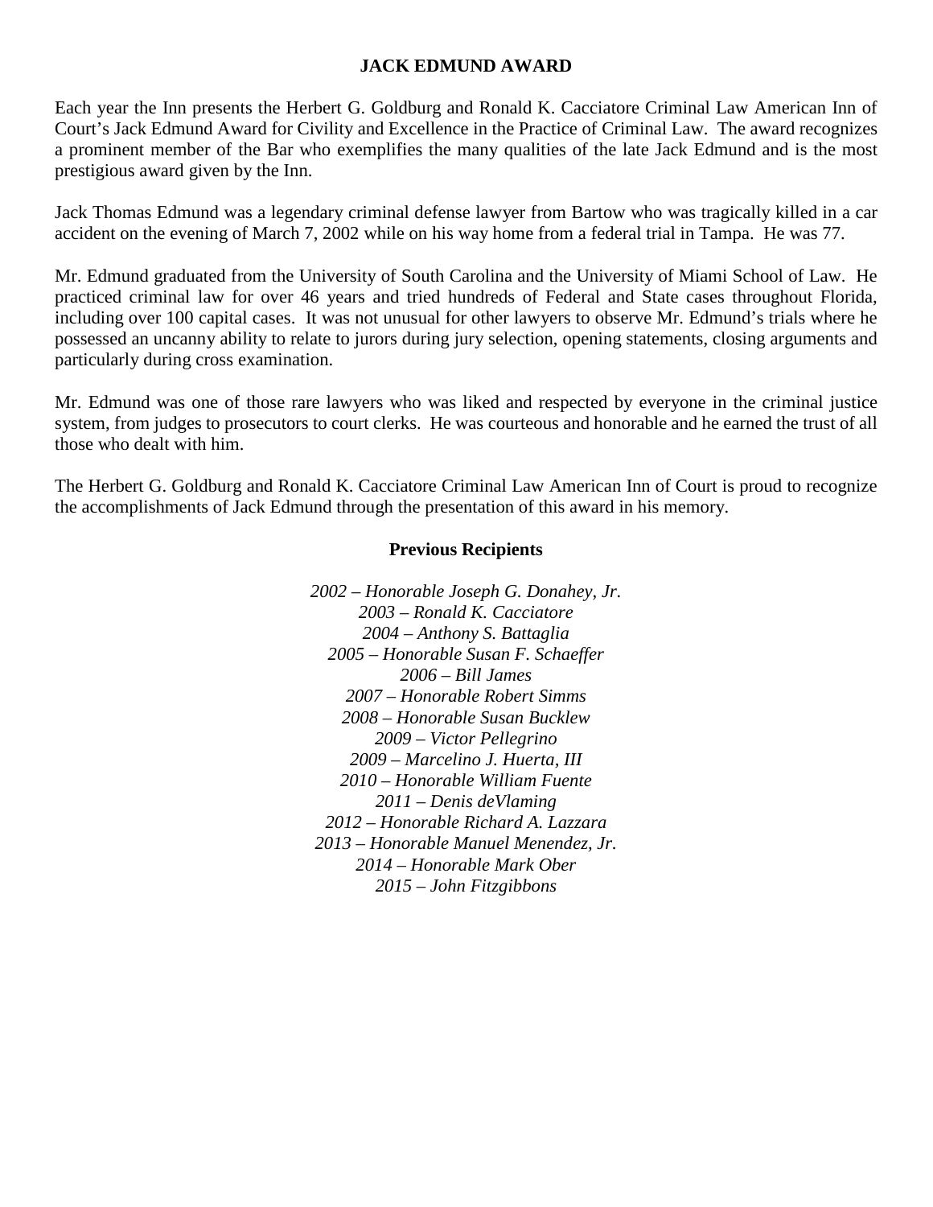## JACK EDMUND AWARD

Each year the Inn presents the Herbert G. Goldburg and Ronald K. Cacciatore Criminal Law American Inn of Court's Jack Edmund Award for Civility and Excellence in the Practice of Criminal Law. The award recognizes a prominent member of the Bar who exemplifies the many qualities of the late Jack Edmund and is the most prestigious award given by the Inn.

Jack Thomas Edmund was a legendary criminal defense lawyer from Bartow who was tragically killed in a car accident on the evening of March 7, 2002 while on his way home from a federal trial in Tampa. He was 77.

Mr. Edmund graduated from the University of South Carolina and the University of Miami School of Law. He practiced criminal law for over 46 years and tried hundreds of Federal and State cases throughout Florida, including over 100 capital cases. It was not unusual for other lawyers to observe Mr. Edmund's trials where he possessed an uncanny ability to relate to jurors during jury selection, opening statements, closing arguments and particularly during cross examination.

Mr. Edmund was one of those rare lawyers who was liked and respected by everyone in the criminal justice system, from judges to prosecutors to court clerks. He was courteous and honorable and he earned the trust of all those who dealt with him.

The Herbert G. Goldburg and Ronald K. Cacciatore Criminal Law American Inn of Court is proud to recognize the accomplishments of Jack Edmund through the presentation of this award in his memory.

### Previous Recipients

*2002 – Honorable Joseph G. Donahey, Jr.*
*2003 – Ronald K. Cacciatore*
*2004 – Anthony S. Battaglia*
*2005 – Honorable Susan F. Schaeffer*
*2006 – Bill James*
*2007 – Honorable Robert Simms*
*2008 – Honorable Susan Bucklew*
*2009 – Victor Pellegrino*
*2009 – Marcelino J. Huerta, III*
*2010 – Honorable William Fuente*
*2011 – Denis deVlaming*
*2012 – Honorable Richard A. Lazzara*
*2013 – Honorable Manuel Menendez, Jr.*
*2014 – Honorable Mark Ober*
*2015 – John Fitzgibbons*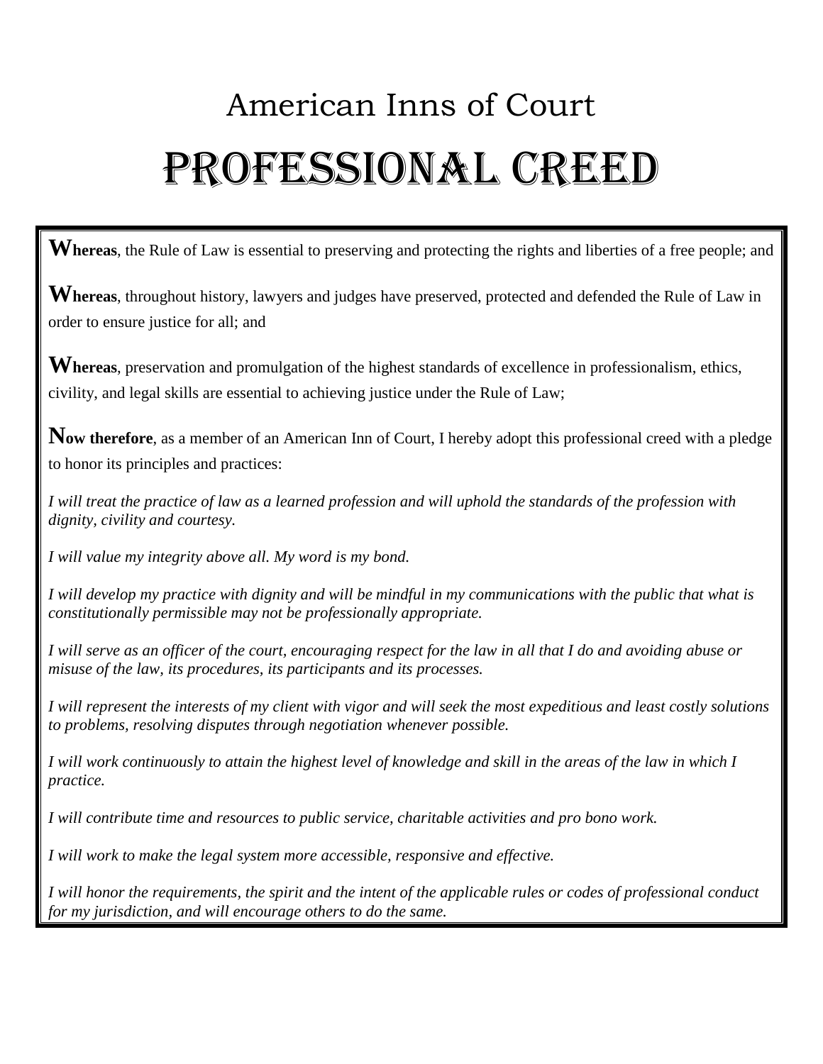# American Inns of Court

# PROFESSIONAL CREED

**Whereas**, the Rule of Law is essential to preserving and protecting the rights and liberties of a free people; and

**Whereas**, throughout history, lawyers and judges have preserved, protected and defended the Rule of Law in order to ensure justice for all; and

**Whereas**, preservation and promulgation of the highest standards of excellence in professionalism, ethics, civility, and legal skills are essential to achieving justice under the Rule of Law;

**Now therefore**, as a member of an American Inn of Court, I hereby adopt this professional creed with a pledge to honor its principles and practices:

*I will treat the practice of law as a learned profession and will uphold the standards of the profession with dignity, civility and courtesy.*

*I will value my integrity above all. My word is my bond.*

*I will develop my practice with dignity and will be mindful in my communications with the public that what is constitutionally permissible may not be professionally appropriate.*

*I will serve as an officer of the court, encouraging respect for the law in all that I do and avoiding abuse or misuse of the law, its procedures, its participants and its processes.*

*I will represent the interests of my client with vigor and will seek the most expeditious and least costly solutions to problems, resolving disputes through negotiation whenever possible.*

*I will work continuously to attain the highest level of knowledge and skill in the areas of the law in which I practice.*

*I will contribute time and resources to public service, charitable activities and pro bono work.*

*I will work to make the legal system more accessible, responsive and effective.*

*I will honor the requirements, the spirit and the intent of the applicable rules or codes of professional conduct for my jurisdiction, and will encourage others to do the same.*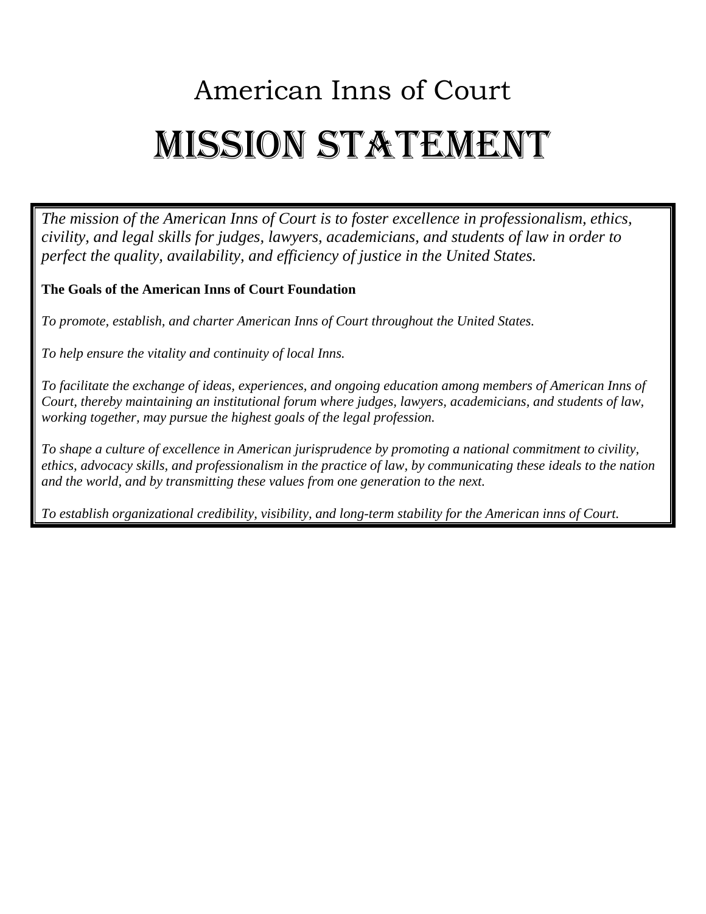# American Inns of Court

# MISSION STATEMENT

*The mission of the American Inns of Court is to foster excellence in professionalism, ethics, civility, and legal skills for judges, lawyers, academicians, and students of law in order to perfect the quality, availability, and efficiency of justice in the United States.*

**The Goals of the American Inns of Court Foundation**

*To promote, establish, and charter American Inns of Court throughout the United States.*

*To help ensure the vitality and continuity of local Inns.*

*To facilitate the exchange of ideas, experiences, and ongoing education among members of American Inns of Court, thereby maintaining an institutional forum where judges, lawyers, academicians, and students of law, working together, may pursue the highest goals of the legal profession.*

*To shape a culture of excellence in American jurisprudence by promoting a national commitment to civility, ethics, advocacy skills, and professionalism in the practice of law, by communicating these ideals to the nation and the world, and by transmitting these values from one generation to the next.*

*To establish organizational credibility, visibility, and long-term stability for the American inns of Court.*